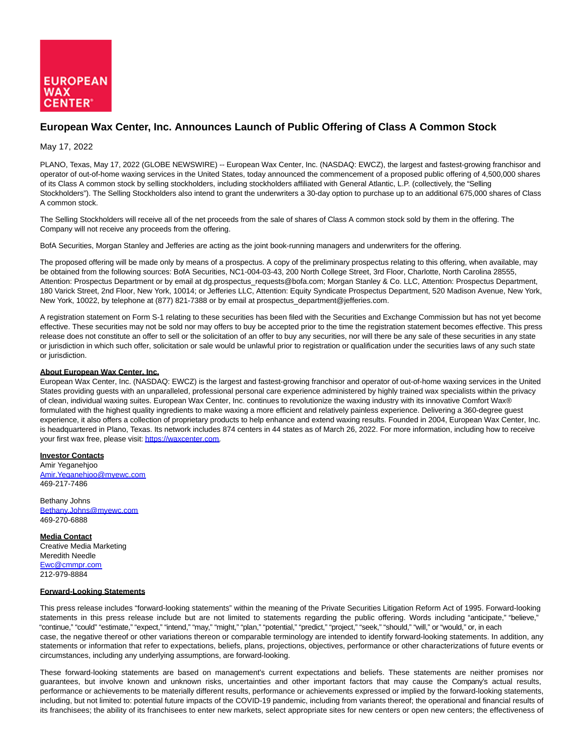EUROPEAN WAX CENTER®

# European Wax Center, Inc. Announces Launch of Public Offering of Class A Common Stock

May 17, 2022

PLANO, Texas, May 17, 2022 (GLOBE NEWSWIRE) -- European Wax Center, Inc. (NASDAQ: EWCZ), the largest and fastest-growing franchisor and operator of out-of-home waxing services in the United States, today announced the commencement of a proposed public offering of 4,500,000 shares of its Class A common stock by selling stockholders, including stockholders affiliated with General Atlantic, L.P. (collectively, the "Selling Stockholders"). The Selling Stockholders also intend to grant the underwriters a 30-day option to purchase up to an additional 675,000 shares of Class A common stock.

The Selling Stockholders will receive all of the net proceeds from the sale of shares of Class A common stock sold by them in the offering. The Company will not receive any proceeds from the offering.

BofA Securities, Morgan Stanley and Jefferies are acting as the joint book-running managers and underwriters for the offering.

The proposed offering will be made only by means of a prospectus. A copy of the preliminary prospectus relating to this offering, when available, may be obtained from the following sources: BofA Securities, NC1-004-03-43, 200 North College Street, 3rd Floor, Charlotte, North Carolina 28555, Attention: Prospectus Department or by email at dg.prospectus_requests@bofa.com; Morgan Stanley & Co. LLC, Attention: Prospectus Department, 180 Varick Street, 2nd Floor, New York, 10014; or Jefferies LLC, Attention: Equity Syndicate Prospectus Department, 520 Madison Avenue, New York, New York, 10022, by telephone at (877) 821-7388 or by email at prospectus_department@jefferies.com.

A registration statement on Form S-1 relating to these securities has been filed with the Securities and Exchange Commission but has not yet become effective. These securities may not be sold nor may offers to buy be accepted prior to the time the registration statement becomes effective. This press release does not constitute an offer to sell or the solicitation of an offer to buy any securities, nor will there be any sale of these securities in any state or jurisdiction in which such offer, solicitation or sale would be unlawful prior to registration or qualification under the securities laws of any such state or jurisdiction.

**About European Wax Center, Inc.**

European Wax Center, Inc. (NASDAQ: EWCZ) is the largest and fastest-growing franchisor and operator of out-of-home waxing services in the United States providing guests with an unparalleled, professional personal care experience administered by highly trained wax specialists within the privacy of clean, individual waxing suites. European Wax Center, Inc. continues to revolutionize the waxing industry with its innovative Comfort Wax® formulated with the highest quality ingredients to make waxing a more efficient and relatively painless experience. Delivering a 360-degree guest experience, it also offers a collection of proprietary products to help enhance and extend waxing results. Founded in 2004, European Wax Center, Inc. is headquartered in Plano, Texas. Its network includes 874 centers in 44 states as of March 26, 2022. For more information, including how to receive your first wax free, please visit: https://waxcenter.com.

**Investor Contacts**

Amir Yeganehjoo
Amir.Yeganehjoo@myewc.com
469-217-7486

Bethany Johns
Bethany.Johns@myewc.com
469-270-6888

**Media Contact**

Creative Media Marketing
Meredith Needle
Ewc@cmmpr.com
212-979-8884

**Forward-Looking Statements**

This press release includes "forward-looking statements" within the meaning of the Private Securities Litigation Reform Act of 1995. Forward-looking statements in this press release include but are not limited to statements regarding the public offering. Words including "anticipate," "believe," "continue," "could" "estimate," "expect," "intend," "may," "might," "plan," "potential," "predict," "project," "seek," "should," "will," or "would," or, in each case, the negative thereof or other variations thereon or comparable terminology are intended to identify forward-looking statements. In addition, any statements or information that refer to expectations, beliefs, plans, projections, objectives, performance or other characterizations of future events or circumstances, including any underlying assumptions, are forward-looking.

These forward-looking statements are based on management's current expectations and beliefs. These statements are neither promises nor guarantees, but involve known and unknown risks, uncertainties and other important factors that may cause the Company's actual results, performance or achievements to be materially different results, performance or achievements expressed or implied by the forward-looking statements, including, but not limited to: potential future impacts of the COVID-19 pandemic, including from variants thereof; the operational and financial results of its franchisees; the ability of its franchisees to enter new markets, select appropriate sites for new centers or open new centers; the effectiveness of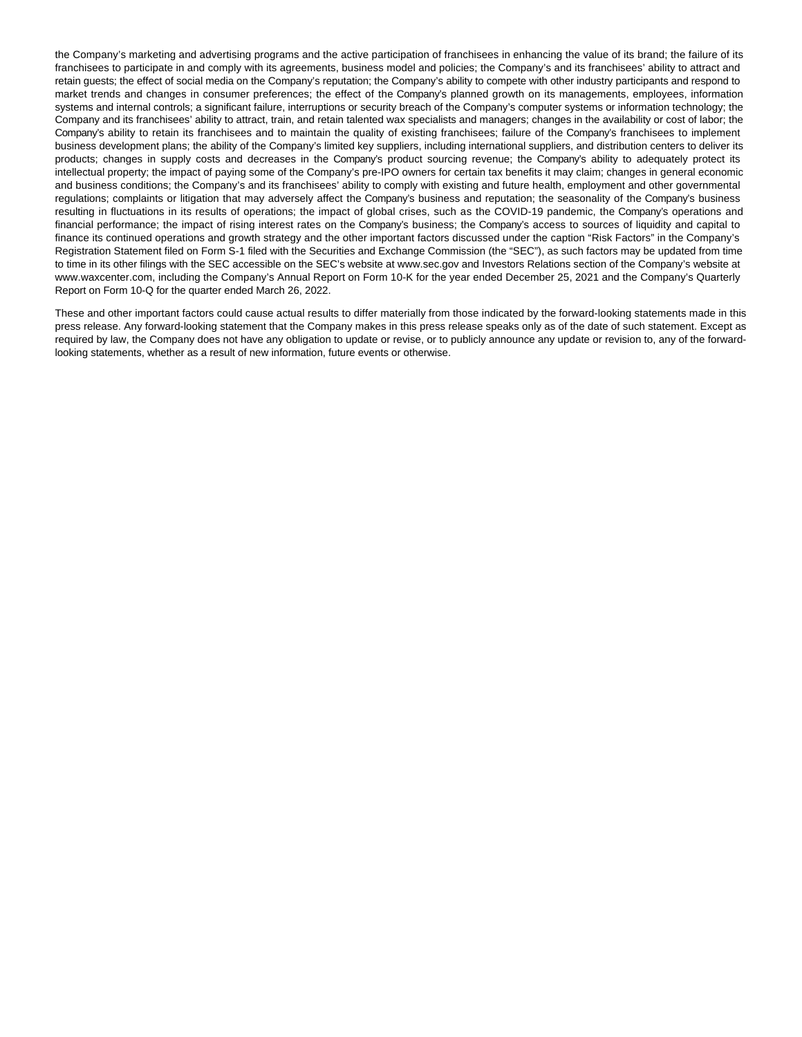the Company's marketing and advertising programs and the active participation of franchisees in enhancing the value of its brand; the failure of its franchisees to participate in and comply with its agreements, business model and policies; the Company's and its franchisees' ability to attract and retain guests; the effect of social media on the Company's reputation; the Company's ability to compete with other industry participants and respond to market trends and changes in consumer preferences; the effect of the Company's planned growth on its managements, employees, information systems and internal controls; a significant failure, interruptions or security breach of the Company's computer systems or information technology; the Company and its franchisees' ability to attract, train, and retain talented wax specialists and managers; changes in the availability or cost of labor; the Company's ability to retain its franchisees and to maintain the quality of existing franchisees; failure of the Company's franchisees to implement business development plans; the ability of the Company's limited key suppliers, including international suppliers, and distribution centers to deliver its products; changes in supply costs and decreases in the Company's product sourcing revenue; the Company's ability to adequately protect its intellectual property; the impact of paying some of the Company's pre-IPO owners for certain tax benefits it may claim; changes in general economic and business conditions; the Company's and its franchisees' ability to comply with existing and future health, employment and other governmental regulations; complaints or litigation that may adversely affect the Company's business and reputation; the seasonality of the Company's business resulting in fluctuations in its results of operations; the impact of global crises, such as the COVID-19 pandemic, the Company's operations and financial performance; the impact of rising interest rates on the Company's business; the Company's access to sources of liquidity and capital to finance its continued operations and growth strategy and the other important factors discussed under the caption "Risk Factors" in the Company's Registration Statement filed on Form S-1 filed with the Securities and Exchange Commission (the "SEC"), as such factors may be updated from time to time in its other filings with the SEC accessible on the SEC's website at www.sec.gov and Investors Relations section of the Company's website at www.waxcenter.com, including the Company's Annual Report on Form 10-K for the year ended December 25, 2021 and the Company's Quarterly Report on Form 10-Q for the quarter ended March 26, 2022.

These and other important factors could cause actual results to differ materially from those indicated by the forward-looking statements made in this press release. Any forward-looking statement that the Company makes in this press release speaks only as of the date of such statement. Except as required by law, the Company does not have any obligation to update or revise, or to publicly announce any update or revision to, any of the forward-looking statements, whether as a result of new information, future events or otherwise.